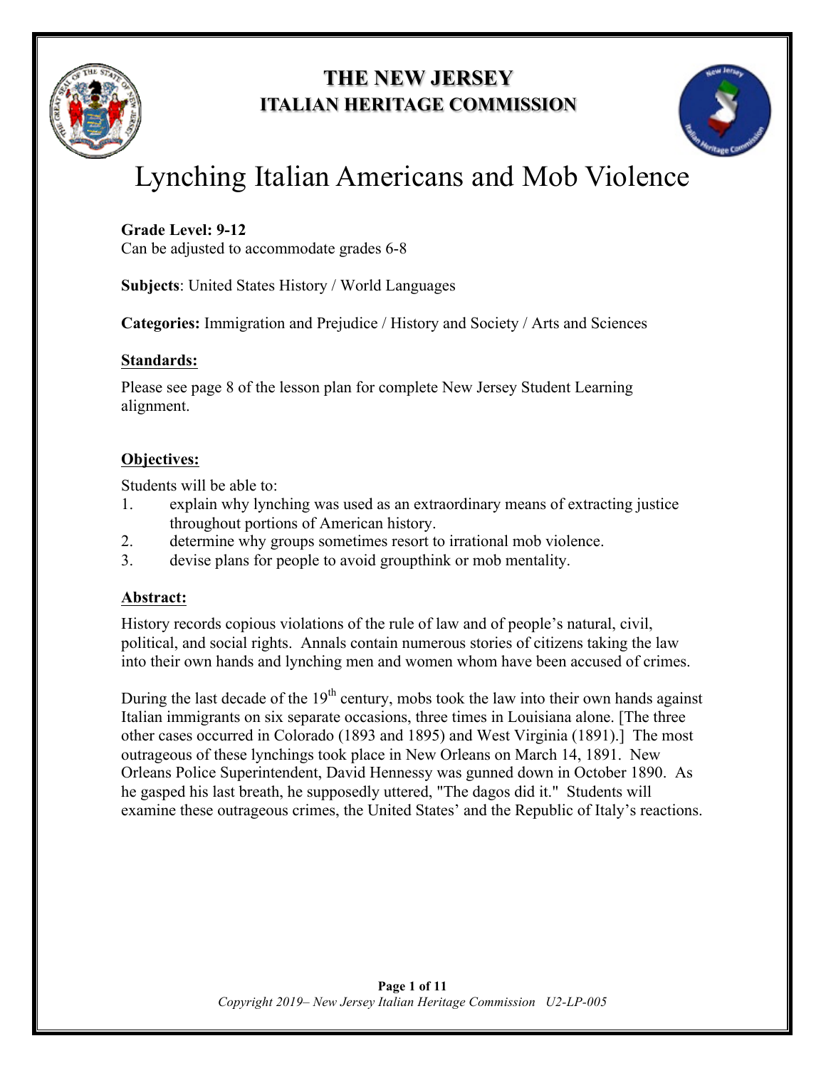**THE NEW JERSEY**
**ITALIAN HERITAGE COMMISSION**

# Lynching Italian Americans and Mob Violence

**Grade Level: 9-12**
Can be adjusted to accommodate grades 6-8

**Subjects**: United States History / World Languages

**Categories:** Immigration and Prejudice / History and Society / Arts and Sciences

## Standards:

Please see page 8 of the lesson plan for complete New Jersey Student Learning alignment.

## Objectives:

Students will be able to:

1. explain why lynching was used as an extraordinary means of extracting justice throughout portions of American history.
2. determine why groups sometimes resort to irrational mob violence.
3. devise plans for people to avoid groupthink or mob mentality.

## Abstract:

History records copious violations of the rule of law and of people's natural, civil, political, and social rights. Annals contain numerous stories of citizens taking the law into their own hands and lynching men and women whom have been accused of crimes.

During the last decade of the 19th century, mobs took the law into their own hands against Italian immigrants on six separate occasions, three times in Louisiana alone. [The three other cases occurred in Colorado (1893 and 1895) and West Virginia (1891).] The most outrageous of these lynchings took place in New Orleans on March 14, 1891. New Orleans Police Superintendent, David Hennessy was gunned down in October 1890. As he gasped his last breath, he supposedly uttered, "The dagos did it." Students will examine these outrageous crimes, the United States' and the Republic of Italy's reactions.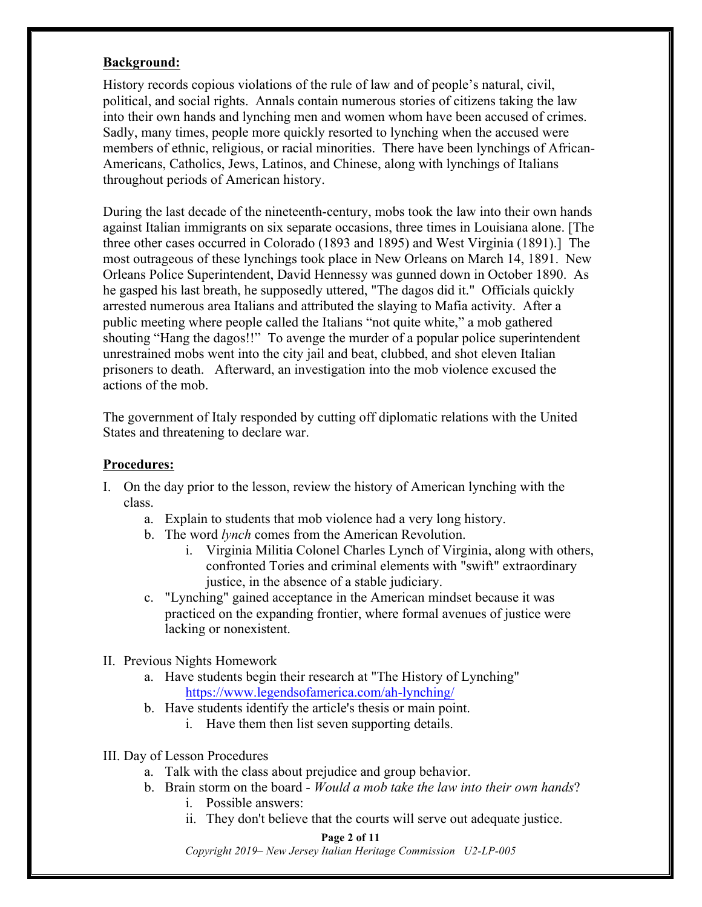**Background:**

History records copious violations of the rule of law and of people's natural, civil, political, and social rights. Annals contain numerous stories of citizens taking the law into their own hands and lynching men and women whom have been accused of crimes. Sadly, many times, people more quickly resorted to lynching when the accused were members of ethnic, religious, or racial minorities. There have been lynchings of African-Americans, Catholics, Jews, Latinos, and Chinese, along with lynchings of Italians throughout periods of American history.

During the last decade of the nineteenth-century, mobs took the law into their own hands against Italian immigrants on six separate occasions, three times in Louisiana alone. [The three other cases occurred in Colorado (1893 and 1895) and West Virginia (1891).] The most outrageous of these lynchings took place in New Orleans on March 14, 1891. New Orleans Police Superintendent, David Hennessy was gunned down in October 1890. As he gasped his last breath, he supposedly uttered, "The dagos did it." Officials quickly arrested numerous area Italians and attributed the slaying to Mafia activity. After a public meeting where people called the Italians "not quite white," a mob gathered shouting "Hang the dagos!!" To avenge the murder of a popular police superintendent unrestrained mobs went into the city jail and beat, clubbed, and shot eleven Italian prisoners to death. Afterward, an investigation into the mob violence excused the actions of the mob.

The government of Italy responded by cutting off diplomatic relations with the United States and threatening to declare war.

**Procedures:**

I. On the day prior to the lesson, review the history of American lynching with the class.
   a. Explain to students that mob violence had a very long history.
   b. The word *lynch* comes from the American Revolution.
      i. Virginia Militia Colonel Charles Lynch of Virginia, along with others, confronted Tories and criminal elements with "swift" extraordinary justice, in the absence of a stable judiciary.
   c. "Lynching" gained acceptance in the American mindset because it was practiced on the expanding frontier, where formal avenues of justice were lacking or nonexistent.

II. Previous Nights Homework
   a. Have students begin their research at "The History of Lynching" https://www.legendsofamerica.com/ah-lynching/
   b. Have students identify the article's thesis or main point.
      i. Have them then list seven supporting details.

III. Day of Lesson Procedures
   a. Talk with the class about prejudice and group behavior.
   b. Brain storm on the board - *Would a mob take the law into their own hands*?
      i. Possible answers:
      ii. They don't believe that the courts will serve out adequate justice.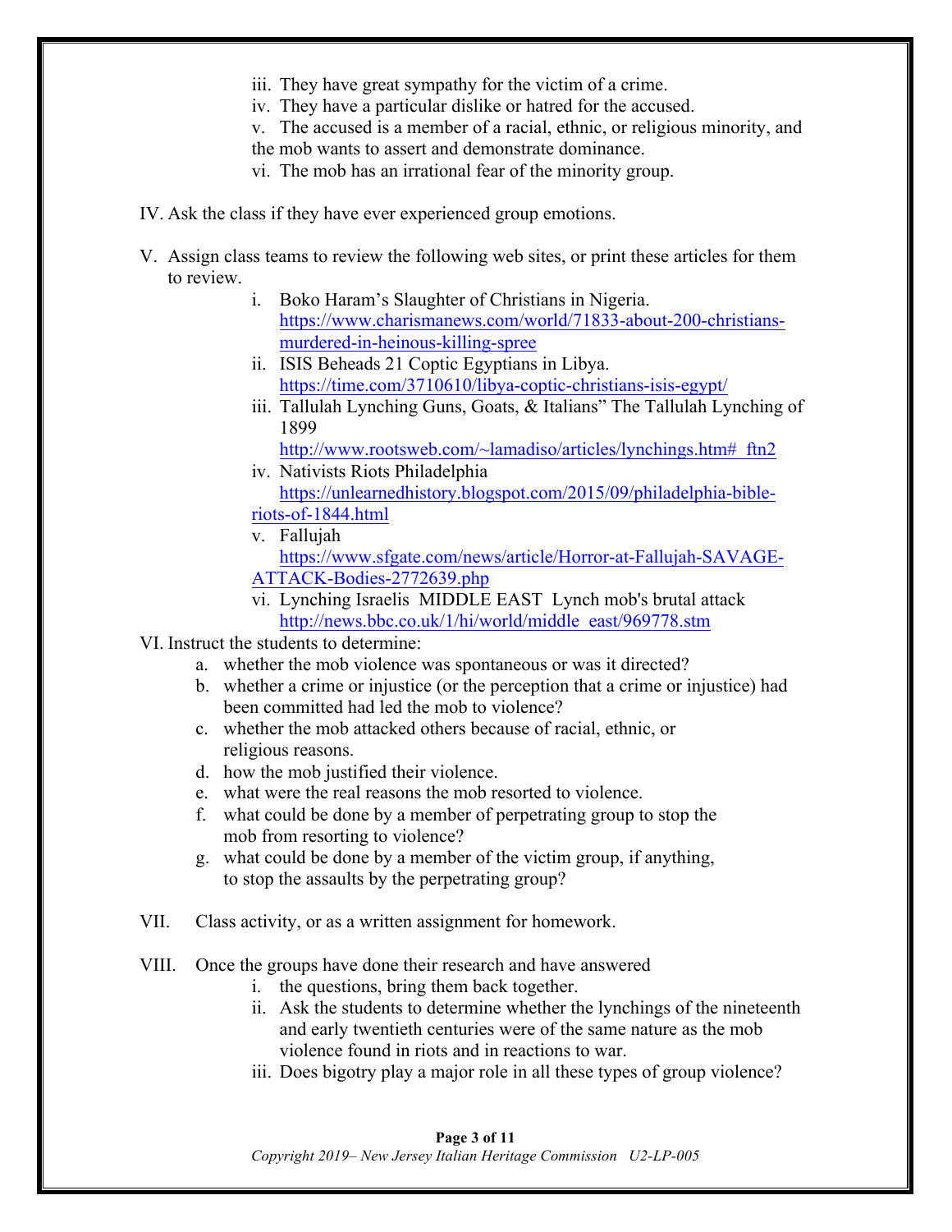iii. They have great sympathy for the victim of a crime.
iv. They have a particular dislike or hatred for the accused.
v. The accused is a member of a racial, ethnic, or religious minority, and the mob wants to assert and demonstrate dominance.
vi. The mob has an irrational fear of the minority group.

IV. Ask the class if they have ever experienced group emotions.

V. Assign class teams to review the following web sites, or print these articles for them to review.

i. Boko Haram's Slaughter of Christians in Nigeria. https://www.charismanews.com/world/71833-about-200-christians-murdered-in-heinous-killing-spree
ii. ISIS Beheads 21 Coptic Egyptians in Libya. https://time.com/3710610/libya-coptic-christians-isis-egypt/
iii. Tallulah Lynching Guns, Goats, & Italians" The Tallulah Lynching of 1899 http://www.rootsweb.com/~lamadiso/articles/lynchings.htm#_ftn2
iv. Nativists Riots Philadelphia https://unlearnedhistory.blogspot.com/2015/09/philadelphia-bible-riots-of-1844.html
v. Fallujah https://www.sfgate.com/news/article/Horror-at-Fallujah-SAVAGE-ATTACK-Bodies-2772639.php
vi. Lynching Israelis MIDDLE EAST Lynch mob's brutal attack http://news.bbc.co.uk/1/hi/world/middle_east/969778.stm

VI. Instruct the students to determine:

a. whether the mob violence was spontaneous or was it directed?
b. whether a crime or injustice (or the perception that a crime or injustice) had been committed had led the mob to violence?
c. whether the mob attacked others because of racial, ethnic, or religious reasons.
d. how the mob justified their violence.
e. what were the real reasons the mob resorted to violence.
f. what could be done by a member of perpetrating group to stop the mob from resorting to violence?
g. what could be done by a member of the victim group, if anything, to stop the assaults by the perpetrating group?

VII. Class activity, or as a written assignment for homework.

VIII. Once the groups have done their research and have answered

i. the questions, bring them back together.
ii. Ask the students to determine whether the lynchings of the nineteenth and early twentieth centuries were of the same nature as the mob violence found in riots and in reactions to war.
iii. Does bigotry play a major role in all these types of group violence?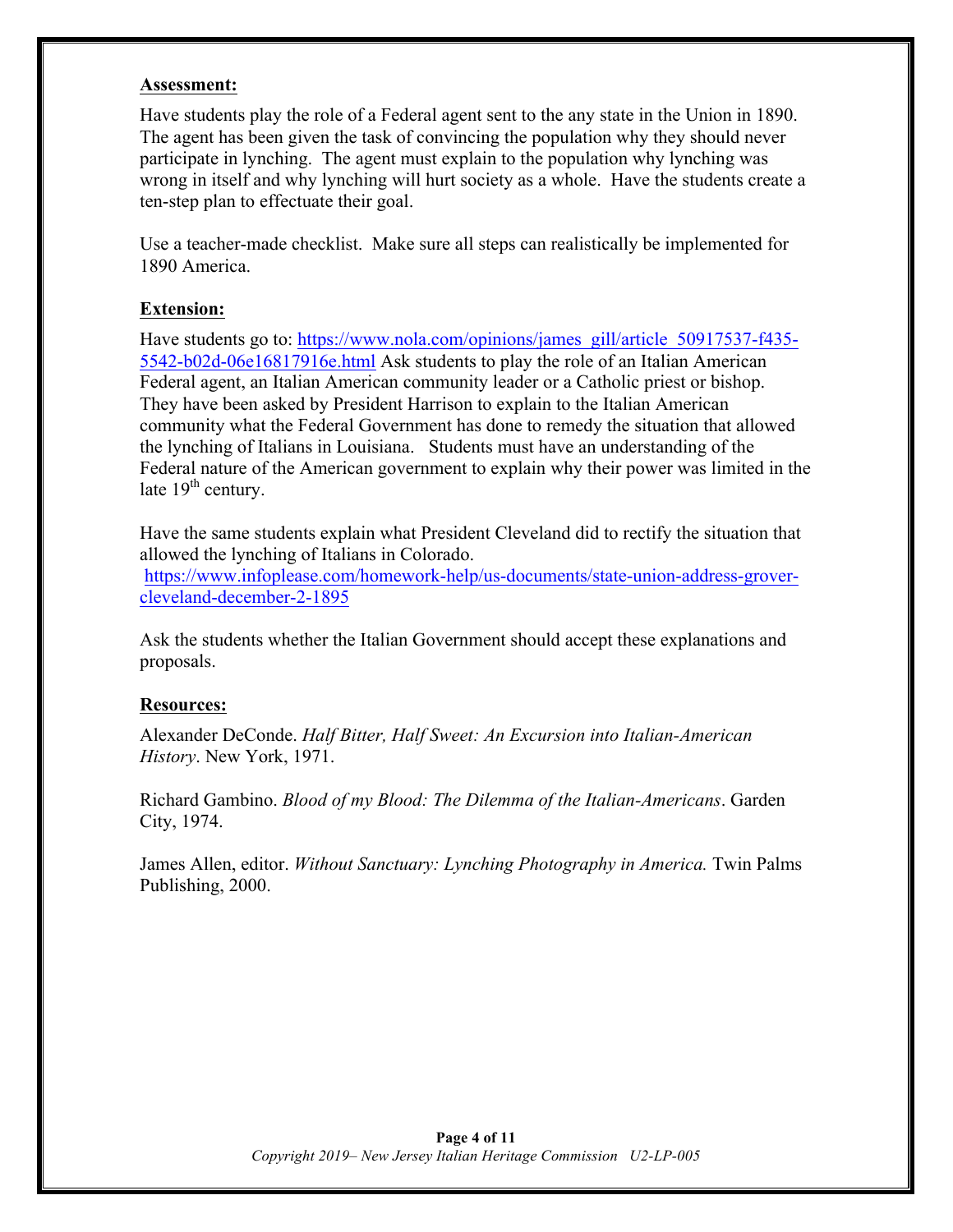**Assessment:**

Have students play the role of a Federal agent sent to the any state in the Union in 1890. The agent has been given the task of convincing the population why they should never participate in lynching. The agent must explain to the population why lynching was wrong in itself and why lynching will hurt society as a whole. Have the students create a ten-step plan to effectuate their goal.

Use a teacher-made checklist. Make sure all steps can realistically be implemented for 1890 America.

**Extension:**

Have students go to: https://www.nola.com/opinions/james_gill/article_50917537-f435-5542-b02d-06e16817916e.html Ask students to play the role of an Italian American Federal agent, an Italian American community leader or a Catholic priest or bishop. They have been asked by President Harrison to explain to the Italian American community what the Federal Government has done to remedy the situation that allowed the lynching of Italians in Louisiana. Students must have an understanding of the Federal nature of the American government to explain why their power was limited in the late 19th century.

Have the same students explain what President Cleveland did to rectify the situation that allowed the lynching of Italians in Colorado.
https://www.infoplease.com/homework-help/us-documents/state-union-address-grover-cleveland-december-2-1895

Ask the students whether the Italian Government should accept these explanations and proposals.

**Resources:**

Alexander DeConde. *Half Bitter, Half Sweet: An Excursion into Italian-American History*. New York, 1971.

Richard Gambino. *Blood of my Blood: The Dilemma of the Italian-Americans*. Garden City, 1974.

James Allen, editor. *Without Sanctuary: Lynching Photography in America.* Twin Palms Publishing, 2000.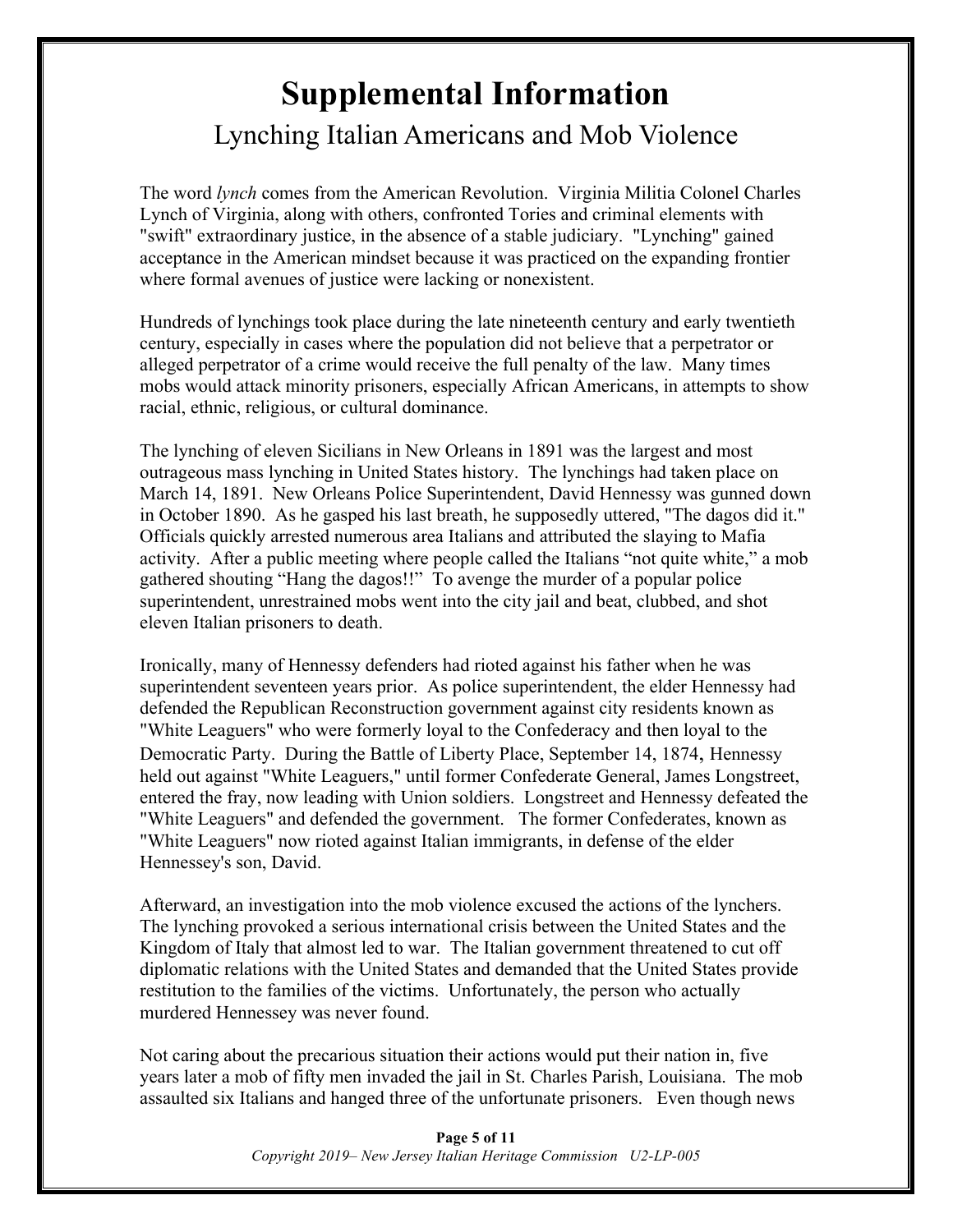# Supplemental Information

## Lynching Italian Americans and Mob Violence

The word *lynch* comes from the American Revolution. Virginia Militia Colonel Charles Lynch of Virginia, along with others, confronted Tories and criminal elements with "swift" extraordinary justice, in the absence of a stable judiciary. "Lynching" gained acceptance in the American mindset because it was practiced on the expanding frontier where formal avenues of justice were lacking or nonexistent.

Hundreds of lynchings took place during the late nineteenth century and early twentieth century, especially in cases where the population did not believe that a perpetrator or alleged perpetrator of a crime would receive the full penalty of the law. Many times mobs would attack minority prisoners, especially African Americans, in attempts to show racial, ethnic, religious, or cultural dominance.

The lynching of eleven Sicilians in New Orleans in 1891 was the largest and most outrageous mass lynching in United States history. The lynchings had taken place on March 14, 1891. New Orleans Police Superintendent, David Hennessy was gunned down in October 1890. As he gasped his last breath, he supposedly uttered, "The dagos did it." Officials quickly arrested numerous area Italians and attributed the slaying to Mafia activity. After a public meeting where people called the Italians "not quite white," a mob gathered shouting "Hang the dagos!!" To avenge the murder of a popular police superintendent, unrestrained mobs went into the city jail and beat, clubbed, and shot eleven Italian prisoners to death.

Ironically, many of Hennessy defenders had rioted against his father when he was superintendent seventeen years prior. As police superintendent, the elder Hennessy had defended the Republican Reconstruction government against city residents known as "White Leaguers" who were formerly loyal to the Confederacy and then loyal to the Democratic Party. During the Battle of Liberty Place, September 14, 1874, Hennessy held out against "White Leaguers," until former Confederate General, James Longstreet, entered the fray, now leading with Union soldiers. Longstreet and Hennessy defeated the "White Leaguers" and defended the government. The former Confederates, known as "White Leaguers" now rioted against Italian immigrants, in defense of the elder Hennessey's son, David.

Afterward, an investigation into the mob violence excused the actions of the lynchers. The lynching provoked a serious international crisis between the United States and the Kingdom of Italy that almost led to war. The Italian government threatened to cut off diplomatic relations with the United States and demanded that the United States provide restitution to the families of the victims. Unfortunately, the person who actually murdered Hennessey was never found.

Not caring about the precarious situation their actions would put their nation in, five years later a mob of fifty men invaded the jail in St. Charles Parish, Louisiana. The mob assaulted six Italians and hanged three of the unfortunate prisoners. Even though news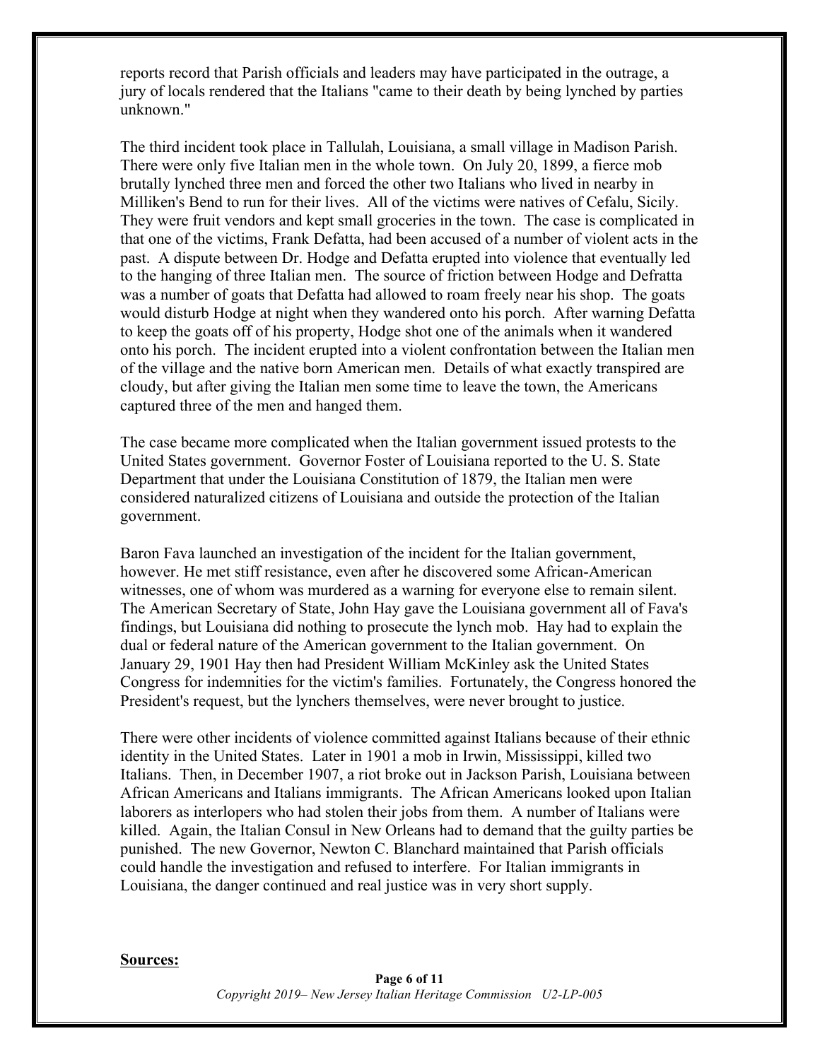reports record that Parish officials and leaders may have participated in the outrage, a jury of locals rendered that the Italians "came to their death by being lynched by parties unknown."

The third incident took place in Tallulah, Louisiana, a small village in Madison Parish. There were only five Italian men in the whole town. On July 20, 1899, a fierce mob brutally lynched three men and forced the other two Italians who lived in nearby in Milliken's Bend to run for their lives. All of the victims were natives of Cefalu, Sicily. They were fruit vendors and kept small groceries in the town. The case is complicated in that one of the victims, Frank Defatta, had been accused of a number of violent acts in the past. A dispute between Dr. Hodge and Defatta erupted into violence that eventually led to the hanging of three Italian men. The source of friction between Hodge and Defratta was a number of goats that Defatta had allowed to roam freely near his shop. The goats would disturb Hodge at night when they wandered onto his porch. After warning Defatta to keep the goats off of his property, Hodge shot one of the animals when it wandered onto his porch. The incident erupted into a violent confrontation between the Italian men of the village and the native born American men. Details of what exactly transpired are cloudy, but after giving the Italian men some time to leave the town, the Americans captured three of the men and hanged them.

The case became more complicated when the Italian government issued protests to the United States government. Governor Foster of Louisiana reported to the U. S. State Department that under the Louisiana Constitution of 1879, the Italian men were considered naturalized citizens of Louisiana and outside the protection of the Italian government.

Baron Fava launched an investigation of the incident for the Italian government, however. He met stiff resistance, even after he discovered some African-American witnesses, one of whom was murdered as a warning for everyone else to remain silent. The American Secretary of State, John Hay gave the Louisiana government all of Fava's findings, but Louisiana did nothing to prosecute the lynch mob. Hay had to explain the dual or federal nature of the American government to the Italian government. On January 29, 1901 Hay then had President William McKinley ask the United States Congress for indemnities for the victim's families. Fortunately, the Congress honored the President's request, but the lynchers themselves, were never brought to justice.

There were other incidents of violence committed against Italians because of their ethnic identity in the United States. Later in 1901 a mob in Irwin, Mississippi, killed two Italians. Then, in December 1907, a riot broke out in Jackson Parish, Louisiana between African Americans and Italians immigrants. The African Americans looked upon Italian laborers as interlopers who had stolen their jobs from them. A number of Italians were killed. Again, the Italian Consul in New Orleans had to demand that the guilty parties be punished. The new Governor, Newton C. Blanchard maintained that Parish officials could handle the investigation and refused to interfere. For Italian immigrants in Louisiana, the danger continued and real justice was in very short supply.

**Sources:**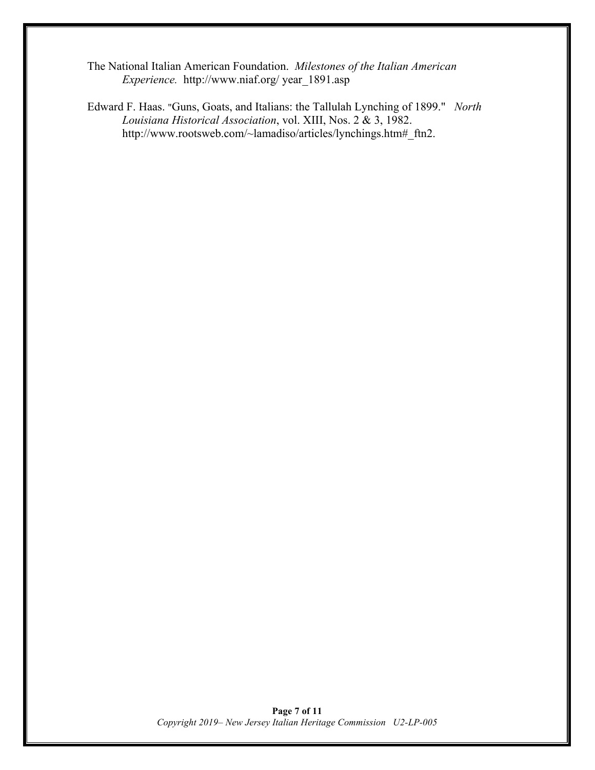The National Italian American Foundation. *Milestones of the Italian American Experience.* http://www.niaf.org/ year_1891.asp

Edward F. Haas. "Guns, Goats, and Italians: the Tallulah Lynching of 1899." *North Louisiana Historical Association*, vol. XIII, Nos. 2 & 3, 1982. http://www.rootsweb.com/~lamadiso/articles/lynchings.htm#_ftn2.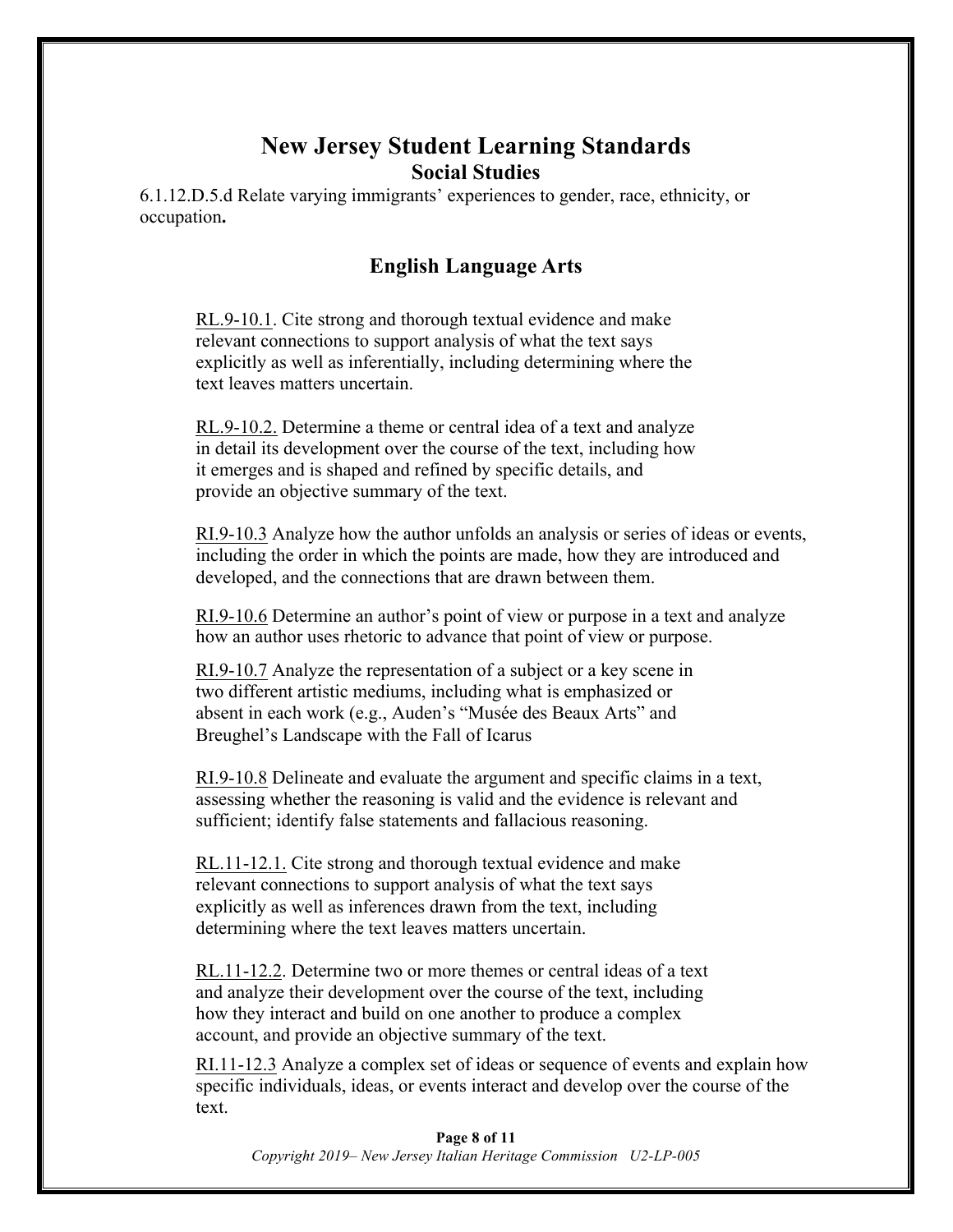# New Jersey Student Learning Standards

## Social Studies

6.1.12.D.5.d Relate varying immigrants' experiences to gender, race, ethnicity, or occupation**.**

## English Language Arts

RL.9-10.1. Cite strong and thorough textual evidence and make relevant connections to support analysis of what the text says explicitly as well as inferentially, including determining where the text leaves matters uncertain.

RL.9-10.2. Determine a theme or central idea of a text and analyze in detail its development over the course of the text, including how it emerges and is shaped and refined by specific details, and provide an objective summary of the text.

RI.9-10.3 Analyze how the author unfolds an analysis or series of ideas or events, including the order in which the points are made, how they are introduced and developed, and the connections that are drawn between them.

RI.9-10.6 Determine an author's point of view or purpose in a text and analyze how an author uses rhetoric to advance that point of view or purpose.

RI.9-10.7 Analyze the representation of a subject or a key scene in two different artistic mediums, including what is emphasized or absent in each work (e.g., Auden's "Musée des Beaux Arts" and Breughel's Landscape with the Fall of Icarus

RI.9-10.8 Delineate and evaluate the argument and specific claims in a text, assessing whether the reasoning is valid and the evidence is relevant and sufficient; identify false statements and fallacious reasoning.

RL.11-12.1. Cite strong and thorough textual evidence and make relevant connections to support analysis of what the text says explicitly as well as inferences drawn from the text, including determining where the text leaves matters uncertain.

RL.11-12.2. Determine two or more themes or central ideas of a text and analyze their development over the course of the text, including how they interact and build on one another to produce a complex account, and provide an objective summary of the text.

RI.11-12.3 Analyze a complex set of ideas or sequence of events and explain how specific individuals, ideas, or events interact and develop over the course of the text.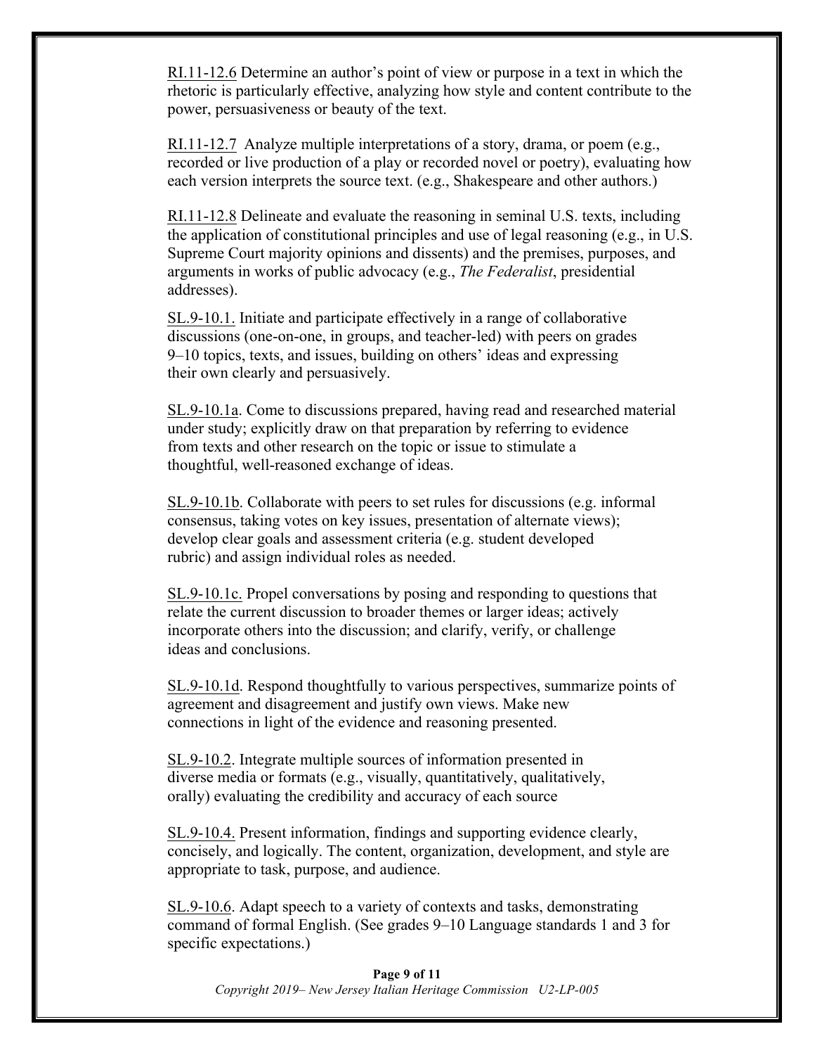RI.11-12.6 Determine an author's point of view or purpose in a text in which the rhetoric is particularly effective, analyzing how style and content contribute to the power, persuasiveness or beauty of the text.

RI.11-12.7 Analyze multiple interpretations of a story, drama, or poem (e.g., recorded or live production of a play or recorded novel or poetry), evaluating how each version interprets the source text. (e.g., Shakespeare and other authors.)

RI.11-12.8 Delineate and evaluate the reasoning in seminal U.S. texts, including the application of constitutional principles and use of legal reasoning (e.g., in U.S. Supreme Court majority opinions and dissents) and the premises, purposes, and arguments in works of public advocacy (e.g., *The Federalist*, presidential addresses).

SL.9-10.1. Initiate and participate effectively in a range of collaborative discussions (one-on-one, in groups, and teacher-led) with peers on grades 9–10 topics, texts, and issues, building on others' ideas and expressing their own clearly and persuasively.

SL.9-10.1a. Come to discussions prepared, having read and researched material under study; explicitly draw on that preparation by referring to evidence from texts and other research on the topic or issue to stimulate a thoughtful, well-reasoned exchange of ideas.

SL.9-10.1b. Collaborate with peers to set rules for discussions (e.g. informal consensus, taking votes on key issues, presentation of alternate views); develop clear goals and assessment criteria (e.g. student developed rubric) and assign individual roles as needed.

SL.9-10.1c. Propel conversations by posing and responding to questions that relate the current discussion to broader themes or larger ideas; actively incorporate others into the discussion; and clarify, verify, or challenge ideas and conclusions.

SL.9-10.1d. Respond thoughtfully to various perspectives, summarize points of agreement and disagreement and justify own views. Make new connections in light of the evidence and reasoning presented.

SL.9-10.2. Integrate multiple sources of information presented in diverse media or formats (e.g., visually, quantitatively, qualitatively, orally) evaluating the credibility and accuracy of each source

SL.9-10.4. Present information, findings and supporting evidence clearly, concisely, and logically. The content, organization, development, and style are appropriate to task, purpose, and audience.

SL.9-10.6. Adapt speech to a variety of contexts and tasks, demonstrating command of formal English. (See grades 9–10 Language standards 1 and 3 for specific expectations.)

*Copyright 2019– New Jersey Italian Heritage Commission U2-LP-005*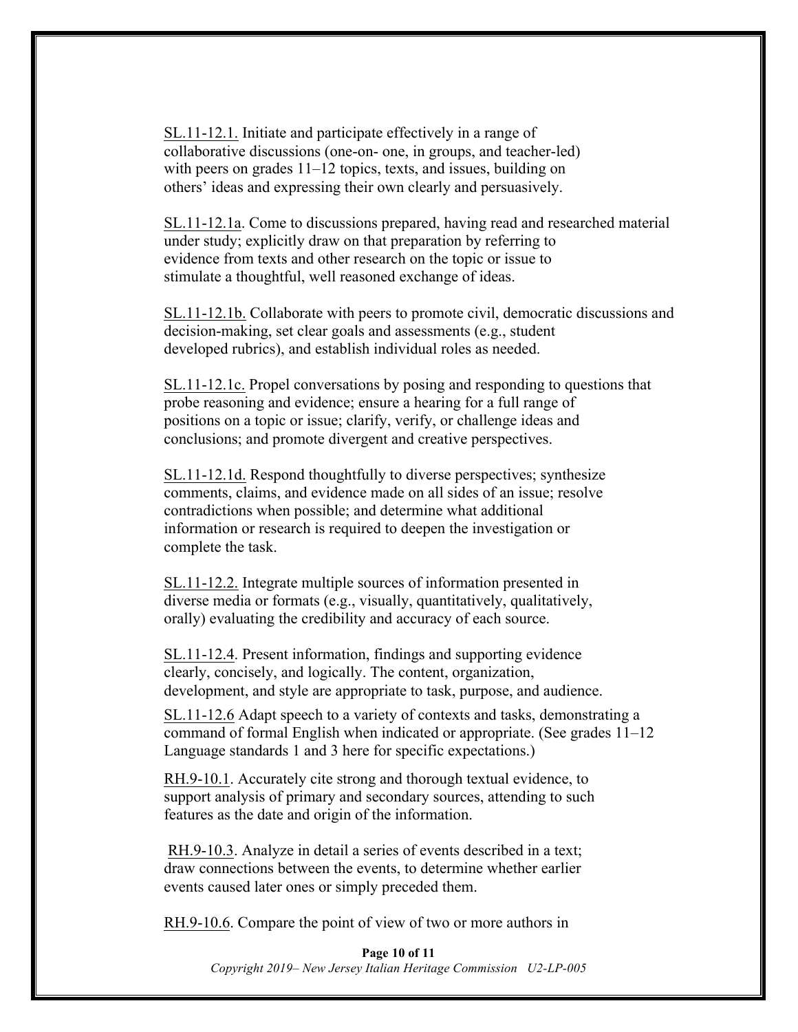SL.11-12.1. Initiate and participate effectively in a range of collaborative discussions (one-on- one, in groups, and teacher-led) with peers on grades 11–12 topics, texts, and issues, building on others' ideas and expressing their own clearly and persuasively.

SL.11-12.1a. Come to discussions prepared, having read and researched material under study; explicitly draw on that preparation by referring to evidence from texts and other research on the topic or issue to stimulate a thoughtful, well reasoned exchange of ideas.

SL.11-12.1b. Collaborate with peers to promote civil, democratic discussions and decision-making, set clear goals and assessments (e.g., student developed rubrics), and establish individual roles as needed.

SL.11-12.1c. Propel conversations by posing and responding to questions that probe reasoning and evidence; ensure a hearing for a full range of positions on a topic or issue; clarify, verify, or challenge ideas and conclusions; and promote divergent and creative perspectives.

SL.11-12.1d. Respond thoughtfully to diverse perspectives; synthesize comments, claims, and evidence made on all sides of an issue; resolve contradictions when possible; and determine what additional information or research is required to deepen the investigation or complete the task.

SL.11-12.2. Integrate multiple sources of information presented in diverse media or formats (e.g., visually, quantitatively, qualitatively, orally) evaluating the credibility and accuracy of each source.

SL.11-12.4. Present information, findings and supporting evidence clearly, concisely, and logically. The content, organization, development, and style are appropriate to task, purpose, and audience.

SL.11-12.6 Adapt speech to a variety of contexts and tasks, demonstrating a command of formal English when indicated or appropriate. (See grades 11–12 Language standards 1 and 3 here for specific expectations.)

RH.9-10.1. Accurately cite strong and thorough textual evidence, to support analysis of primary and secondary sources, attending to such features as the date and origin of the information.

RH.9-10.3. Analyze in detail a series of events described in a text; draw connections between the events, to determine whether earlier events caused later ones or simply preceded them.

RH.9-10.6. Compare the point of view of two or more authors in

*Copyright 2019– New Jersey Italian Heritage Commission U2-LP-005*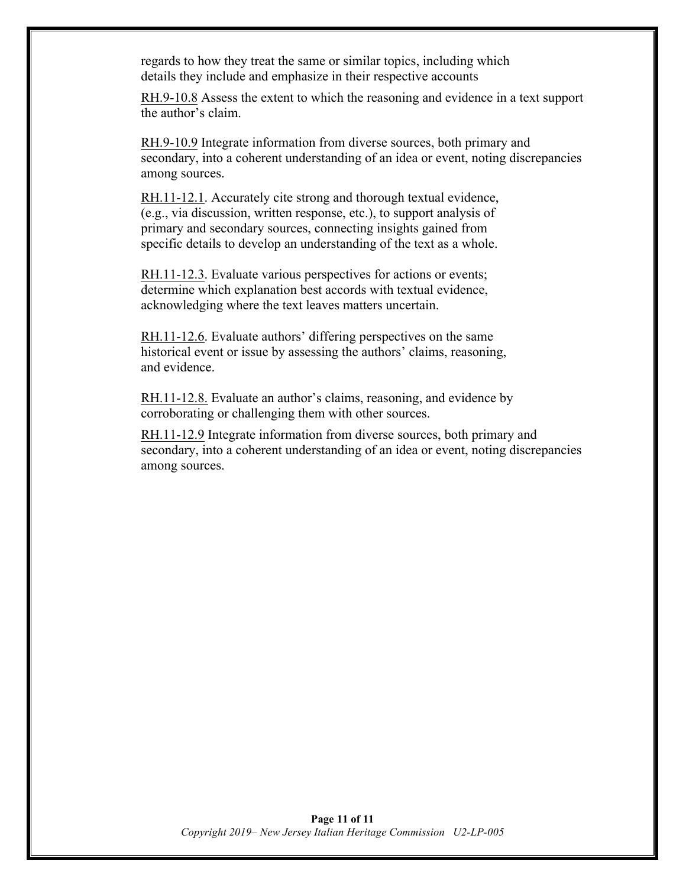regards to how they treat the same or similar topics, including which details they include and emphasize in their respective accounts

RH.9-10.8 Assess the extent to which the reasoning and evidence in a text support the author's claim.

RH.9-10.9 Integrate information from diverse sources, both primary and secondary, into a coherent understanding of an idea or event, noting discrepancies among sources.

RH.11-12.1. Accurately cite strong and thorough textual evidence, (e.g., via discussion, written response, etc.), to support analysis of primary and secondary sources, connecting insights gained from specific details to develop an understanding of the text as a whole.

RH.11-12.3. Evaluate various perspectives for actions or events; determine which explanation best accords with textual evidence, acknowledging where the text leaves matters uncertain.

RH.11-12.6. Evaluate authors' differing perspectives on the same historical event or issue by assessing the authors' claims, reasoning, and evidence.

RH.11-12.8. Evaluate an author's claims, reasoning, and evidence by corroborating or challenging them with other sources.

RH.11-12.9 Integrate information from diverse sources, both primary and secondary, into a coherent understanding of an idea or event, noting discrepancies among sources.